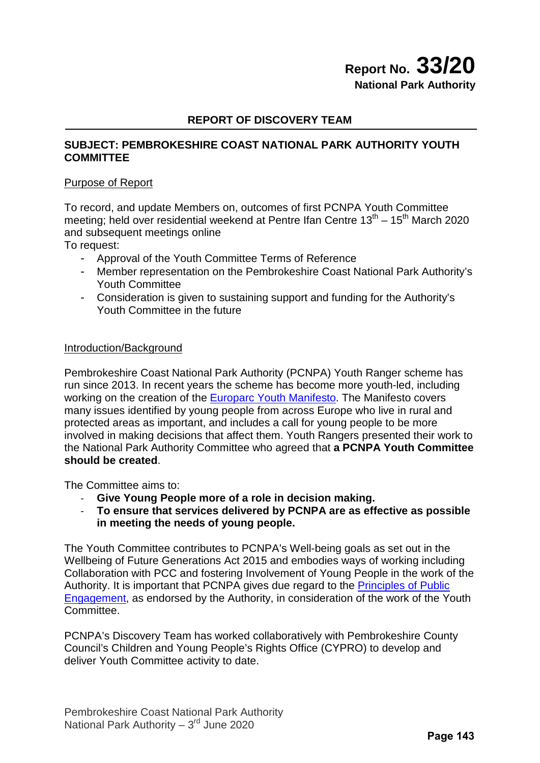**Report No. 33/20**
**National Park Authority**

## REPORT OF DISCOVERY TEAM

**SUBJECT: PEMBROKESHIRE COAST NATIONAL PARK AUTHORITY YOUTH COMMITTEE**

Purpose of Report

To record, and update Members on, outcomes of first PCNPA Youth Committee meeting; held over residential weekend at Pentre Ifan Centre 13th – 15th March 2020 and subsequent meetings online

To request:

- Approval of the Youth Committee Terms of Reference
- Member representation on the Pembrokeshire Coast National Park Authority's Youth Committee
- Consideration is given to sustaining support and funding for the Authority's Youth Committee in the future

Introduction/Background

Pembrokeshire Coast National Park Authority (PCNPA) Youth Ranger scheme has run since 2013. In recent years the scheme has become more youth-led, including working on the creation of the Europarc Youth Manifesto. The Manifesto covers many issues identified by young people from across Europe who live in rural and protected areas as important, and includes a call for young people to be more involved in making decisions that affect them. Youth Rangers presented their work to the National Park Authority Committee who agreed that **a PCNPA Youth Committee should be created**.

The Committee aims to:

- **Give Young People more of a role in decision making.**
- **To ensure that services delivered by PCNPA are as effective as possible in meeting the needs of young people.**

The Youth Committee contributes to PCNPA's Well-being goals as set out in the Wellbeing of Future Generations Act 2015 and embodies ways of working including Collaboration with PCC and fostering Involvement of Young People in the work of the Authority. It is important that PCNPA gives due regard to the Principles of Public Engagement, as endorsed by the Authority, in consideration of the work of the Youth Committee.

PCNPA's Discovery Team has worked collaboratively with Pembrokeshire County Council's Children and Young People's Rights Office (CYPRO) to develop and deliver Youth Committee activity to date.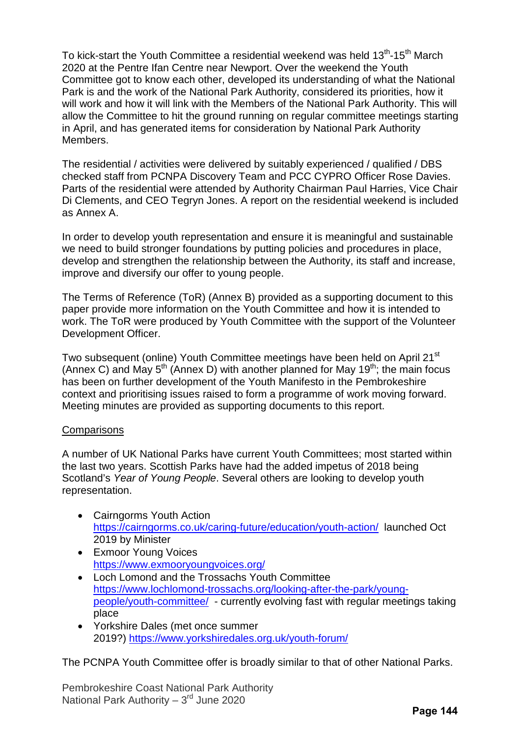To kick-start the Youth Committee a residential weekend was held 13th-15th March 2020 at the Pentre Ifan Centre near Newport. Over the weekend the Youth Committee got to know each other, developed its understanding of what the National Park is and the work of the National Park Authority, considered its priorities, how it will work and how it will link with the Members of the National Park Authority. This will allow the Committee to hit the ground running on regular committee meetings starting in April, and has generated items for consideration by National Park Authority Members.

The residential / activities were delivered by suitably experienced / qualified / DBS checked staff from PCNPA Discovery Team and PCC CYPRO Officer Rose Davies. Parts of the residential were attended by Authority Chairman Paul Harries, Vice Chair Di Clements, and CEO Tegryn Jones. A report on the residential weekend is included as Annex A.

In order to develop youth representation and ensure it is meaningful and sustainable we need to build stronger foundations by putting policies and procedures in place, develop and strengthen the relationship between the Authority, its staff and increase, improve and diversify our offer to young people.

The Terms of Reference (ToR) (Annex B) provided as a supporting document to this paper provide more information on the Youth Committee and how it is intended to work. The ToR were produced by Youth Committee with the support of the Volunteer Development Officer.

Two subsequent (online) Youth Committee meetings have been held on April 21st (Annex C) and May 5th (Annex D) with another planned for May 19th; the main focus has been on further development of the Youth Manifesto in the Pembrokeshire context and prioritising issues raised to form a programme of work moving forward. Meeting minutes are provided as supporting documents to this report.

## Comparisons

A number of UK National Parks have current Youth Committees; most started within the last two years. Scottish Parks have had the added impetus of 2018 being Scotland's *Year of Young People*. Several others are looking to develop youth representation.

- Cairngorms Youth Action https://cairngorms.co.uk/caring-future/education/youth-action/ launched Oct 2019 by Minister
- Exmoor Young Voices https://www.exmooryoungvoices.org/
- Loch Lomond and the Trossachs Youth Committee https://www.lochlomond-trossachs.org/looking-after-the-park/young-people/youth-committee/ - currently evolving fast with regular meetings taking place
- Yorkshire Dales (met once summer 2019?) https://www.yorkshiredales.org.uk/youth-forum/

The PCNPA Youth Committee offer is broadly similar to that of other National Parks.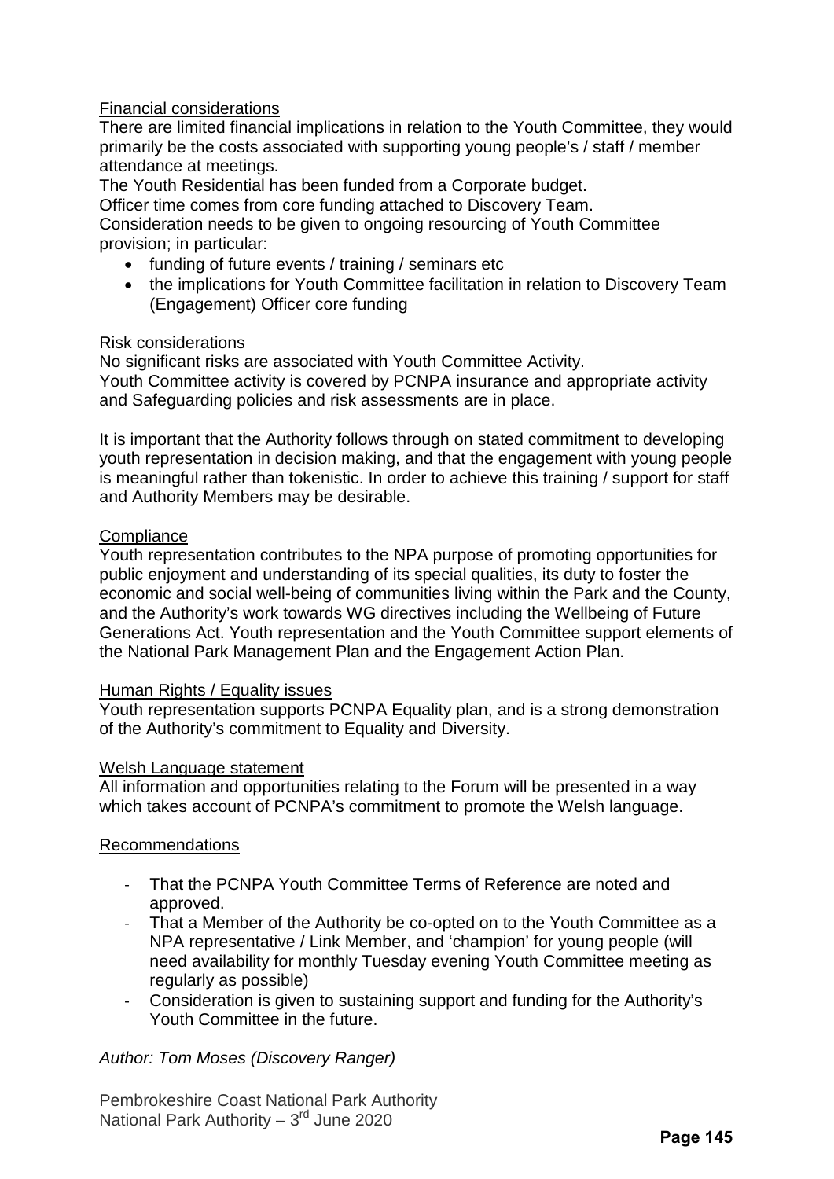Financial considerations

There are limited financial implications in relation to the Youth Committee, they would primarily be the costs associated with supporting young people's / staff / member attendance at meetings.

The Youth Residential has been funded from a Corporate budget.

Officer time comes from core funding attached to Discovery Team.

Consideration needs to be given to ongoing resourcing of Youth Committee provision; in particular:

- funding of future events / training / seminars etc
- the implications for Youth Committee facilitation in relation to Discovery Team (Engagement) Officer core funding

Risk considerations

No significant risks are associated with Youth Committee Activity.

Youth Committee activity is covered by PCNPA insurance and appropriate activity and Safeguarding policies and risk assessments are in place.

It is important that the Authority follows through on stated commitment to developing youth representation in decision making, and that the engagement with young people is meaningful rather than tokenistic. In order to achieve this training / support for staff and Authority Members may be desirable.

Compliance

Youth representation contributes to the NPA purpose of promoting opportunities for public enjoyment and understanding of its special qualities, its duty to foster the economic and social well-being of communities living within the Park and the County, and the Authority's work towards WG directives including the Wellbeing of Future Generations Act. Youth representation and the Youth Committee support elements of the National Park Management Plan and the Engagement Action Plan.

Human Rights / Equality issues

Youth representation supports PCNPA Equality plan, and is a strong demonstration of the Authority's commitment to Equality and Diversity.

Welsh Language statement

All information and opportunities relating to the Forum will be presented in a way which takes account of PCNPA's commitment to promote the Welsh language.

Recommendations

- That the PCNPA Youth Committee Terms of Reference are noted and approved.
- That a Member of the Authority be co-opted on to the Youth Committee as a NPA representative / Link Member, and 'champion' for young people (will need availability for monthly Tuesday evening Youth Committee meeting as regularly as possible)
- Consideration is given to sustaining support and funding for the Authority's Youth Committee in the future.

*Author: Tom Moses (Discovery Ranger)*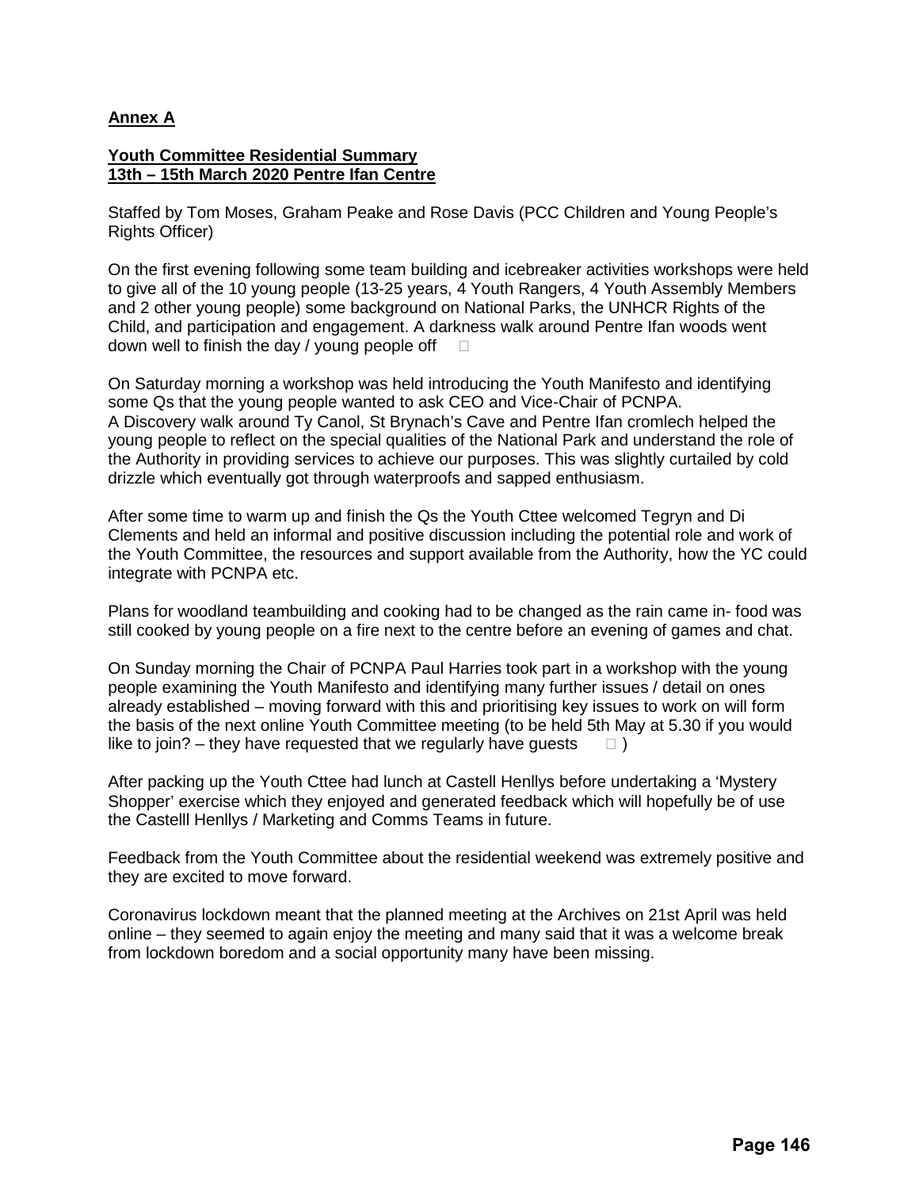**Annex A**

**Youth Committee Residential Summary**
**13th – 15th March 2020 Pentre Ifan Centre**

Staffed by Tom Moses, Graham Peake and Rose Davis (PCC Children and Young People's Rights Officer)

On the first evening following some team building and icebreaker activities workshops were held to give all of the 10 young people (13-25 years, 4 Youth Rangers, 4 Youth Assembly Members and 2 other young people) some background on National Parks, the UNHCR Rights of the Child, and participation and engagement. A darkness walk around Pentre Ifan woods went down well to finish the day / young people off 

On Saturday morning a workshop was held introducing the Youth Manifesto and identifying some Qs that the young people wanted to ask CEO and Vice-Chair of PCNPA.
A Discovery walk around Ty Canol, St Brynach's Cave and Pentre Ifan cromlech helped the young people to reflect on the special qualities of the National Park and understand the role of the Authority in providing services to achieve our purposes. This was slightly curtailed by cold drizzle which eventually got through waterproofs and sapped enthusiasm.

After some time to warm up and finish the Qs the Youth Cttee welcomed Tegryn and Di Clements and held an informal and positive discussion including the potential role and work of the Youth Committee, the resources and support available from the Authority, how the YC could integrate with PCNPA etc.

Plans for woodland teambuilding and cooking had to be changed as the rain came in- food was still cooked by young people on a fire next to the centre before an evening of games and chat.

On Sunday morning the Chair of PCNPA Paul Harries took part in a workshop with the young people examining the Youth Manifesto and identifying many further issues / detail on ones already established – moving forward with this and prioritising key issues to work on will form the basis of the next online Youth Committee meeting (to be held 5th May at 5.30 if you would like to join? – they have requested that we regularly have guests  )

After packing up the Youth Cttee had lunch at Castell Henllys before undertaking a 'Mystery Shopper' exercise which they enjoyed and generated feedback which will hopefully be of use the Castelll Henllys / Marketing and Comms Teams in future.

Feedback from the Youth Committee about the residential weekend was extremely positive and they are excited to move forward.

Coronavirus lockdown meant that the planned meeting at the Archives on 21st April was held online – they seemed to again enjoy the meeting and many said that it was a welcome break from lockdown boredom and a social opportunity many have been missing.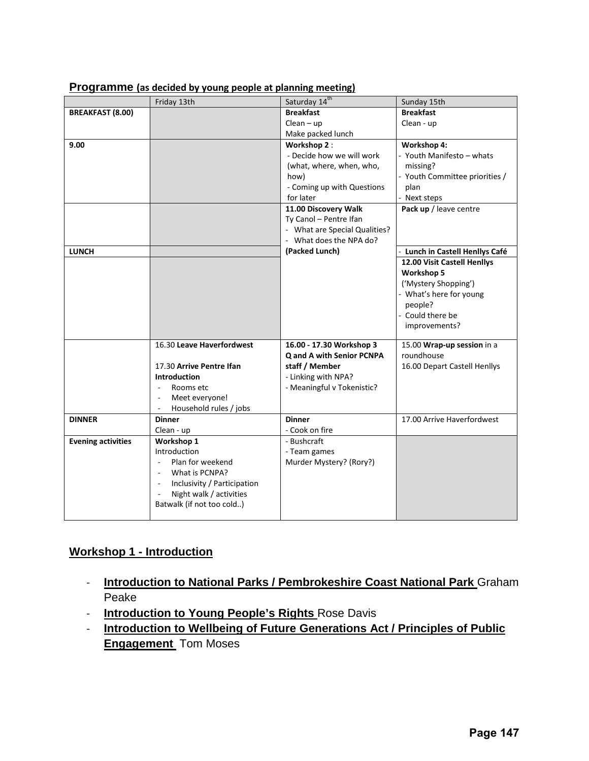## Programme (as decided by young people at planning meeting)

| | Friday 13th | Saturday 14th | Sunday 15th |
|---|---|---|---|
| **BREAKFAST (8.00)** | | **Breakfast**<br>Clean – up<br>Make packed lunch | **Breakfast**<br>Clean - up |
| **9.00** | | **Workshop 2** :<br>- Decide how we will work (what, where, when, who, how)<br>- Coming up with Questions for later | **Workshop 4:**<br>- Youth Manifesto – whats missing?<br>- Youth Committee priorities / plan<br>- Next steps |
| | | **11.00 Discovery Walk**<br>Ty Canol – Pentre Ifan<br>- What are Special Qualities?<br>- What does the NPA do? | **Pack up** / leave centre |
| **LUNCH** | | **(Packed Lunch)** | - **Lunch in Castell Henllys Café** |
| | | | **12.00 Visit Castell Henllys**<br>**Workshop 5**<br>('Mystery Shopping')<br>- What's here for young people?<br>- Could there be improvements? |
| | 16.30 **Leave Haverfordwest**<br><br>17.30 **Arrive Pentre Ifan**<br>**Introduction**<br>- Rooms etc<br>- Meet everyone!<br>- Household rules / jobs | **16.00 - 17.30 Workshop 3**<br>**Q and A with Senior PCNPA staff / Member**<br>- Linking with NPA?<br>- Meaningful v Tokenistic? | 15.00 **Wrap-up session** in a roundhouse<br>16.00 Depart Castell Henllys |
| **DINNER** | **Dinner**<br>Clean - up | **Dinner**<br>- Cook on fire | 17.00 Arrive Haverfordwest |
| **Evening activities** | **Workshop 1**<br>Introduction<br>- Plan for weekend<br>- What is PCNPA?<br>- Inclusivity / Participation<br>- Night walk / activities<br>Batwalk (if not too cold..) | - Bushcraft<br>- Team games<br>Murder Mystery? (Rory?) | |

## Workshop 1 - Introduction

- **Introduction to National Parks / Pembrokeshire Coast National Park** Graham Peake
- **Introduction to Young People's Rights** Rose Davis
- **Introduction to Wellbeing of Future Generations Act / Principles of Public Engagement** Tom Moses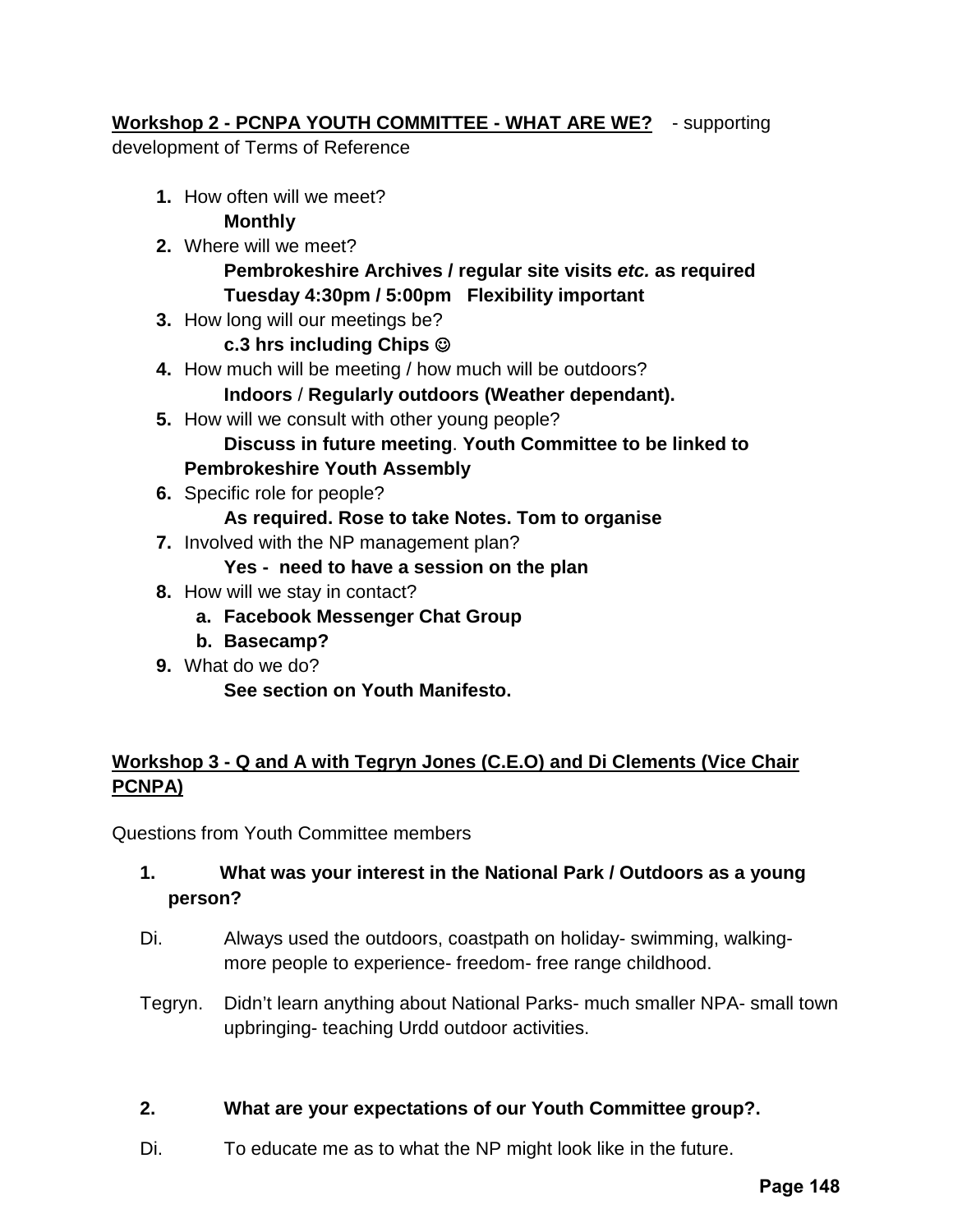**Workshop 2 - PCNPA YOUTH COMMITTEE - WHAT ARE WE?** - supporting development of Terms of Reference

1. How often will we meet?
   **Monthly**
2. Where will we meet?
   **Pembrokeshire Archives / regular site visits *etc.* as required**
   **Tuesday 4:30pm / 5:00pm Flexibility important**
3. How long will our meetings be?
   **c.3 hrs including Chips ☺**
4. How much will be meeting / how much will be outdoors?
   **Indoors** / **Regularly outdoors (Weather dependant).**
5. How will we consult with other young people?
   **Discuss in future meeting**. **Youth Committee to be linked to Pembrokeshire Youth Assembly**
6. Specific role for people?
   **As required. Rose to take Notes. Tom to organise**
7. Involved with the NP management plan?
   **Yes - need to have a session on the plan**
8. How will we stay in contact?
   a. **Facebook Messenger Chat Group**
   b. **Basecamp?**
9. What do we do?
   **See section on Youth Manifesto.**

**Workshop 3 - Q and A with Tegryn Jones (C.E.O) and Di Clements (Vice Chair PCNPA)**

Questions from Youth Committee members

**1. What was your interest in the National Park / Outdoors as a young person?**

Di. Always used the outdoors, coastpath on holiday- swimming, walking- more people to experience- freedom- free range childhood.

Tegryn. Didn't learn anything about National Parks- much smaller NPA- small town upbringing- teaching Urdd outdoor activities.

**2. What are your expectations of our Youth Committee group?.**

Di. To educate me as to what the NP might look like in the future.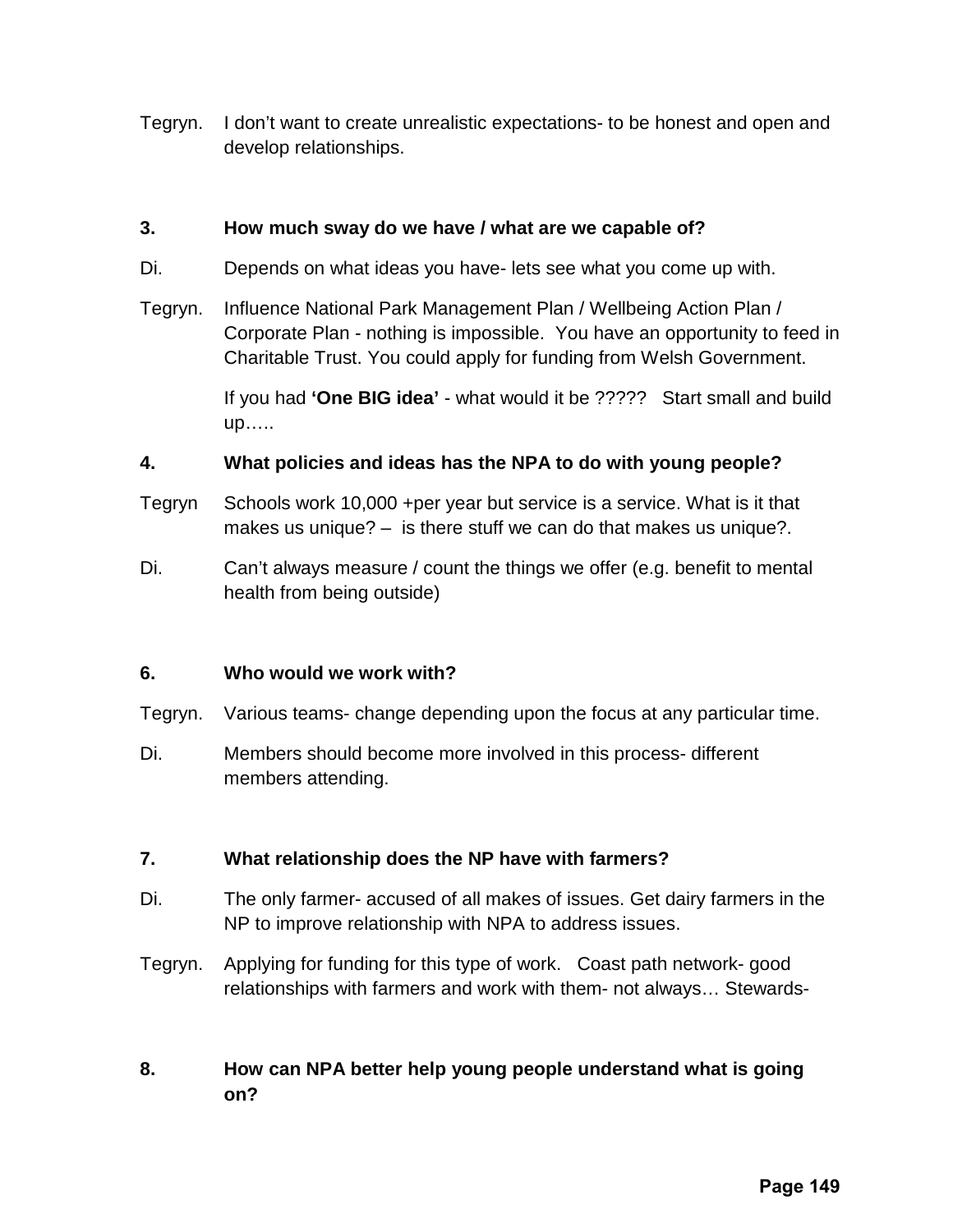Tegryn. I don't want to create unrealistic expectations- to be honest and open and develop relationships.

**3. How much sway do we have / what are we capable of?**

Di. Depends on what ideas you have- lets see what you come up with.

Tegryn. Influence National Park Management Plan / Wellbeing Action Plan / Corporate Plan - nothing is impossible. You have an opportunity to feed in Charitable Trust. You could apply for funding from Welsh Government.

If you had **'One BIG idea'** - what would it be ????? Start small and build up…..

**4. What policies and ideas has the NPA to do with young people?**

Tegryn Schools work 10,000 +per year but service is a service. What is it that makes us unique? – is there stuff we can do that makes us unique?.

Di. Can't always measure / count the things we offer (e.g. benefit to mental health from being outside)

**6. Who would we work with?**

Tegryn. Various teams- change depending upon the focus at any particular time.

Di. Members should become more involved in this process- different members attending.

**7. What relationship does the NP have with farmers?**

Di. The only farmer- accused of all makes of issues. Get dairy farmers in the NP to improve relationship with NPA to address issues.

Tegryn. Applying for funding for this type of work. Coast path network- good relationships with farmers and work with them- not always… Stewards-

**8. How can NPA better help young people understand what is going on?**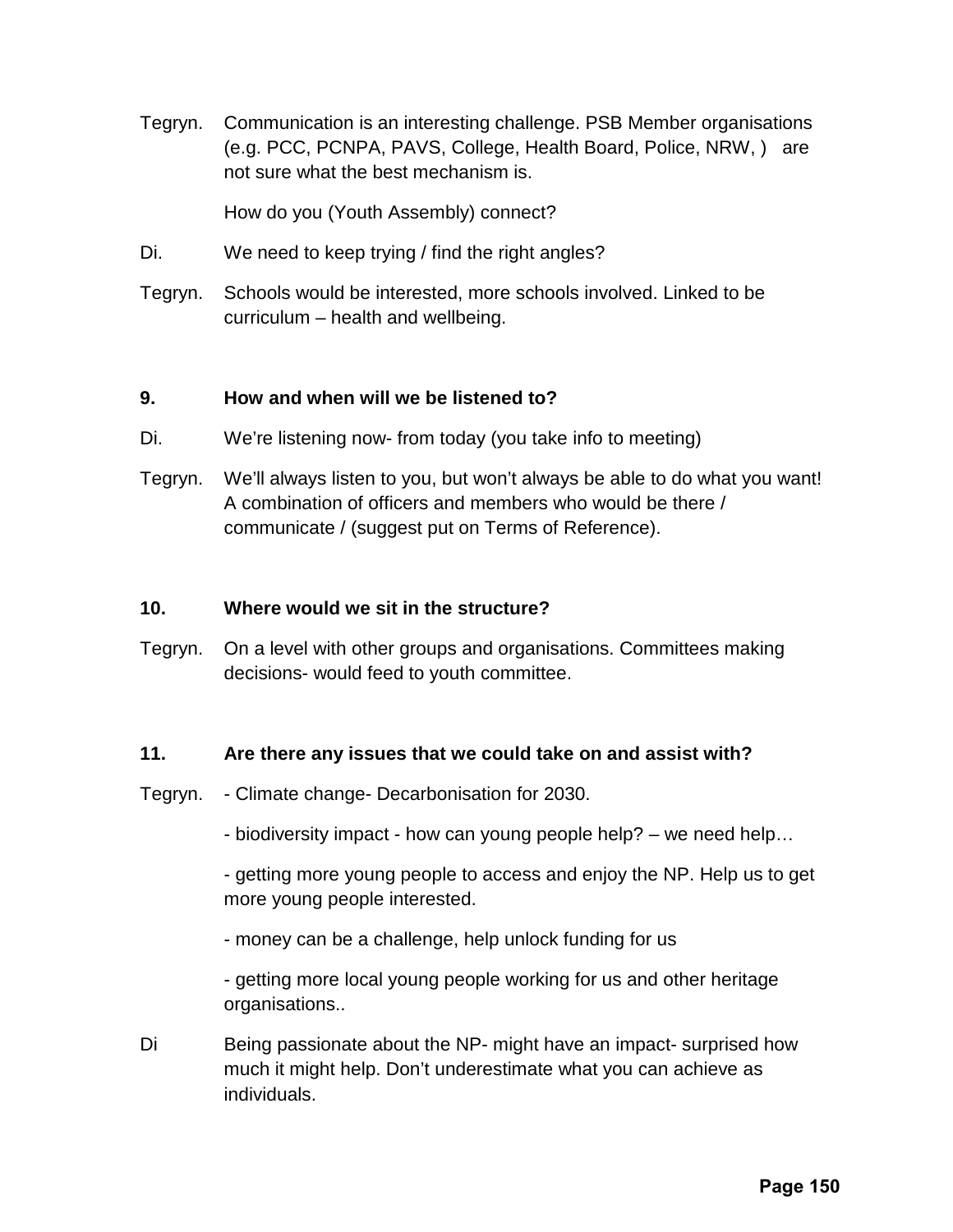Tegryn. Communication is an interesting challenge. PSB Member organisations (e.g. PCC, PCNPA, PAVS, College, Health Board, Police, NRW, ) are not sure what the best mechanism is.

How do you (Youth Assembly) connect?

Di. We need to keep trying / find the right angles?

Tegryn. Schools would be interested, more schools involved. Linked to be curriculum – health and wellbeing.

**9. How and when will we be listened to?**

Di. We're listening now- from today (you take info to meeting)

Tegryn. We'll always listen to you, but won't always be able to do what you want! A combination of officers and members who would be there / communicate / (suggest put on Terms of Reference).

**10. Where would we sit in the structure?**

Tegryn. On a level with other groups and organisations. Committees making decisions- would feed to youth committee.

**11. Are there any issues that we could take on and assist with?**

Tegryn. - Climate change- Decarbonisation for 2030.

- biodiversity impact - how can young people help? – we need help…

- getting more young people to access and enjoy the NP. Help us to get more young people interested.

- money can be a challenge, help unlock funding for us

- getting more local young people working for us and other heritage organisations..

Di Being passionate about the NP- might have an impact- surprised how much it might help. Don't underestimate what you can achieve as individuals.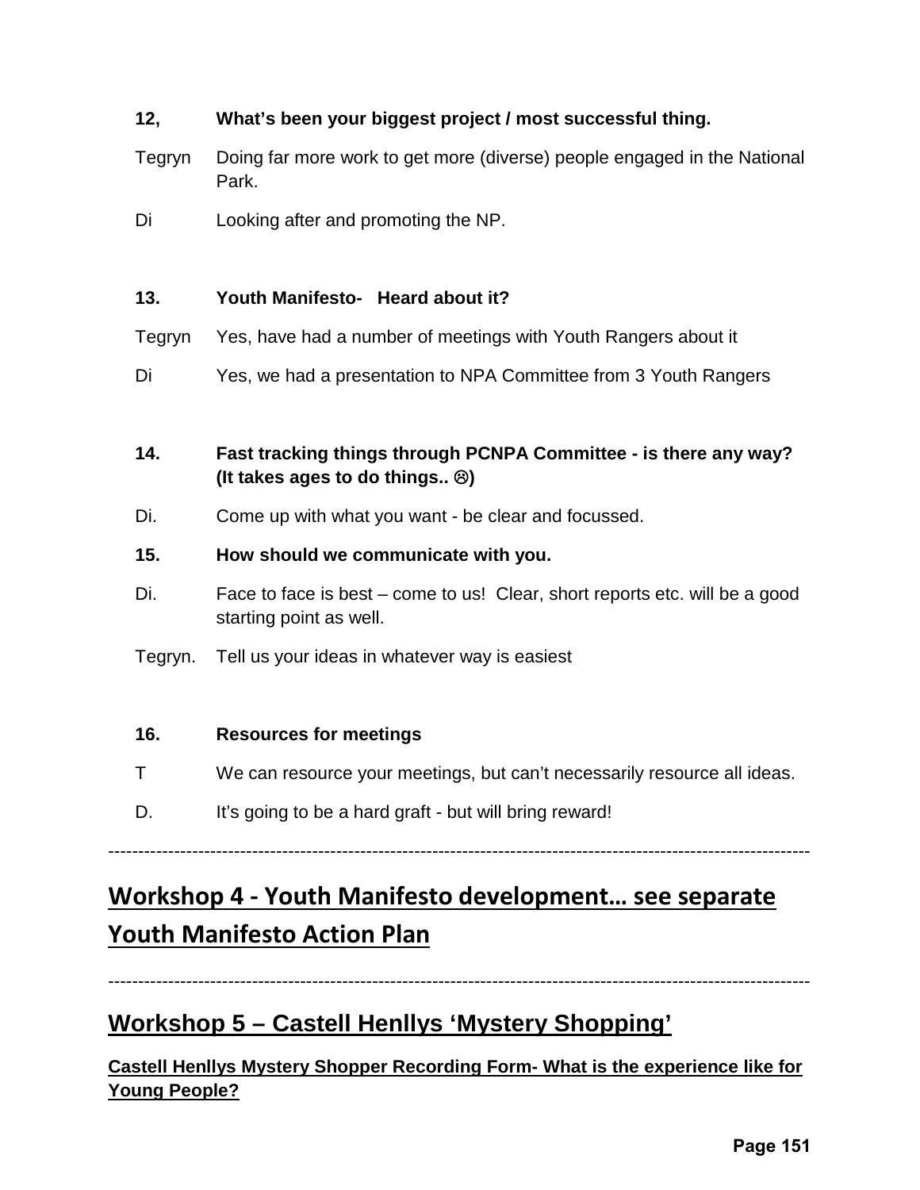**12, What's been your biggest project / most successful thing.**

Tegryn Doing far more work to get more (diverse) people engaged in the National Park.

Di Looking after and promoting the NP.

**13. Youth Manifesto- Heard about it?**

Tegryn Yes, have had a number of meetings with Youth Rangers about it

Di Yes, we had a presentation to NPA Committee from 3 Youth Rangers

**14. Fast tracking things through PCNPA Committee - is there any way? (It takes ages to do things.. ☹)**

Di. Come up with what you want - be clear and focussed.

**15. How should we communicate with you.**

Di. Face to face is best – come to us! Clear, short reports etc. will be a good starting point as well.

Tegryn. Tell us your ideas in whatever way is easiest

**16. Resources for meetings**

T We can resource your meetings, but can't necessarily resource all ideas.

D. It's going to be a hard graft - but will bring reward!

---

## Workshop 4 - Youth Manifesto development… see separate Youth Manifesto Action Plan

---

## Workshop 5 – Castell Henllys 'Mystery Shopping'

**Castell Henllys Mystery Shopper Recording Form- What is the experience like for Young People?**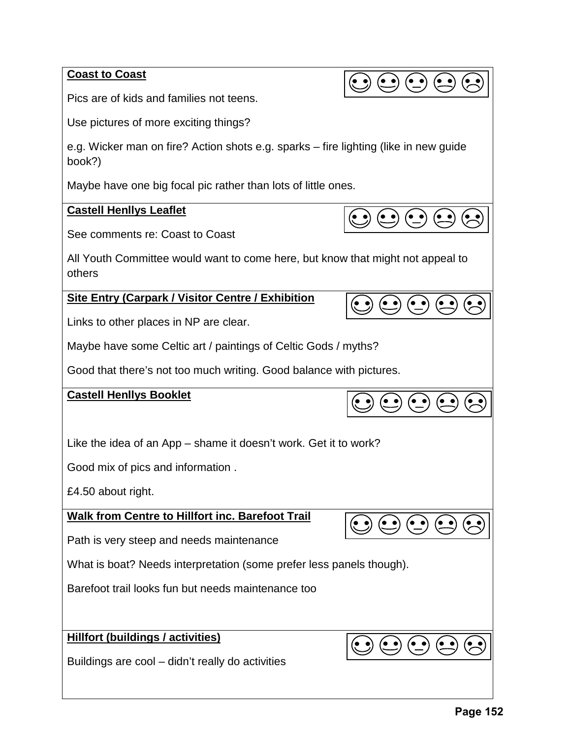**Coast to Coast**

Pics are of kids and families not teens.

Use pictures of more exciting things?

e.g. Wicker man on fire? Action shots e.g. sparks – fire lighting (like in new guide book?)

Maybe have one big focal pic rather than lots of little ones.

**Castell Henllys Leaflet**

See comments re: Coast to Coast

All Youth Committee would want to come here, but know that might not appeal to others

**Site Entry (Carpark / Visitor Centre / Exhibition**

Links to other places in NP are clear.

Maybe have some Celtic art / paintings of Celtic Gods / myths?

Good that there's not too much writing. Good balance with pictures.

**Castell Henllys Booklet**

Like the idea of an App – shame it doesn't work. Get it to work?

Good mix of pics and information .

£4.50 about right.

**Walk from Centre to Hillfort inc. Barefoot Trail**

Path is very steep and needs maintenance

What is boat? Needs interpretation (some prefer less panels though).

Barefoot trail looks fun but needs maintenance too

**Hillfort (buildings / activities)**

Buildings are cool – didn't really do activities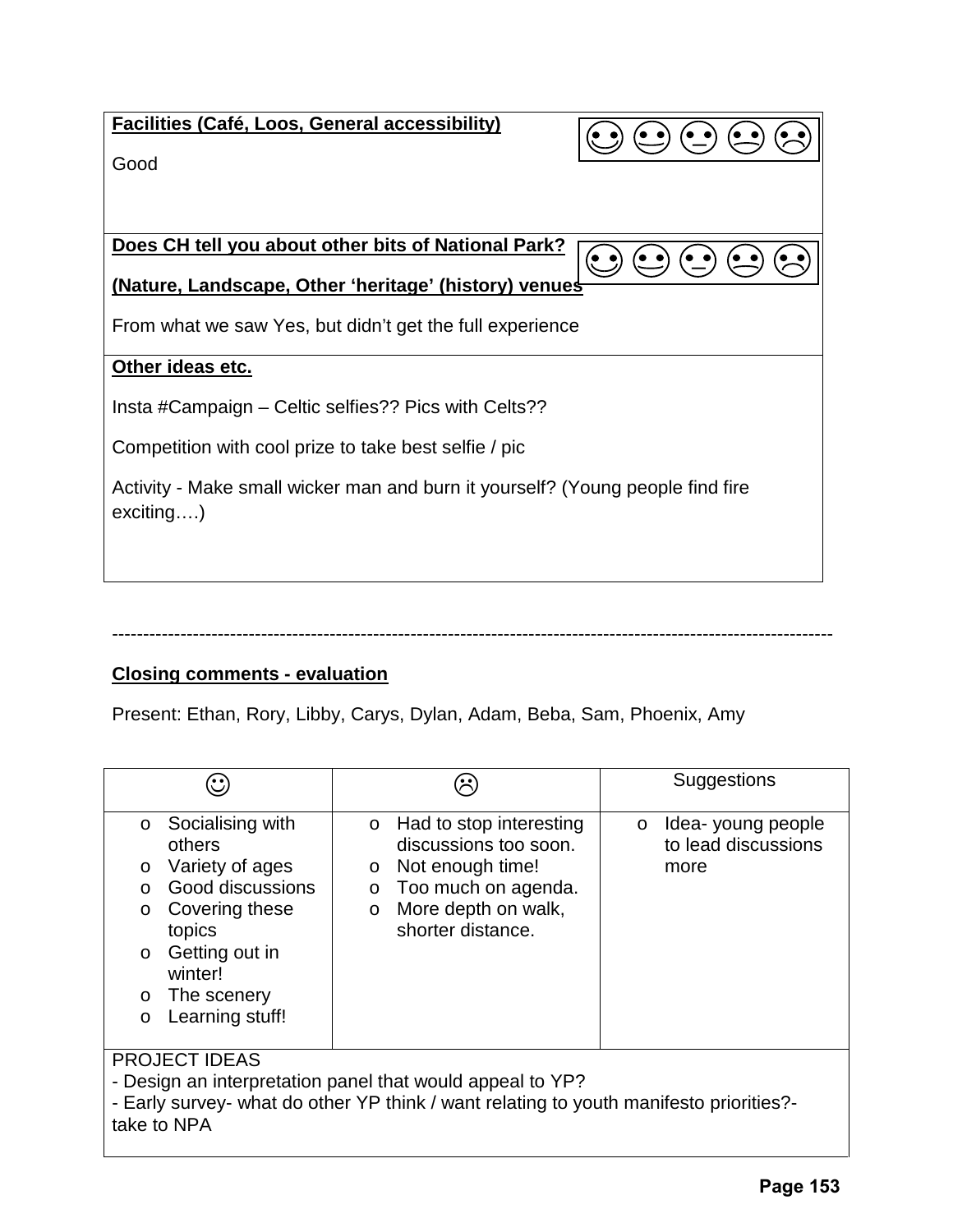| **Facilities (Café, Loos, General accessibility)** ☺ 😐 😐 😑 ☹ |
| --- |
| Good |
| **Does CH tell you about other bits of National Park?** ☺ 😐 😐 😑 ☹<br>**(Nature, Landscape, Other 'heritage' (history) venues**<br>From what we saw Yes, but didn't get the full experience |
| **Other ideas etc.**<br>Insta #Campaign – Celtic selfies?? Pics with Celts??<br>Competition with cool prize to take best selfie / pic<br>Activity - Make small wicker man and burn it yourself? (Young people find fire exciting….) |

---

**Closing comments - evaluation**

Present: Ethan, Rory, Libby, Carys, Dylan, Adam, Beba, Sam, Phoenix, Amy

| ☺ | ☹ | Suggestions |
| --- | --- | --- |
| o Socialising with others<br>o Variety of ages<br>o Good discussions<br>o Covering these topics<br>o Getting out in winter!<br>o The scenery<br>o Learning stuff! | o Had to stop interesting discussions too soon.<br>o Not enough time!<br>o Too much on agenda.<br>o More depth on walk, shorter distance. | o Idea- young people to lead discussions more |
| PROJECT IDEAS<br>- Design an interpretation panel that would appeal to YP?<br>- Early survey- what do other YP think / want relating to youth manifesto priorities?- take to NPA | | |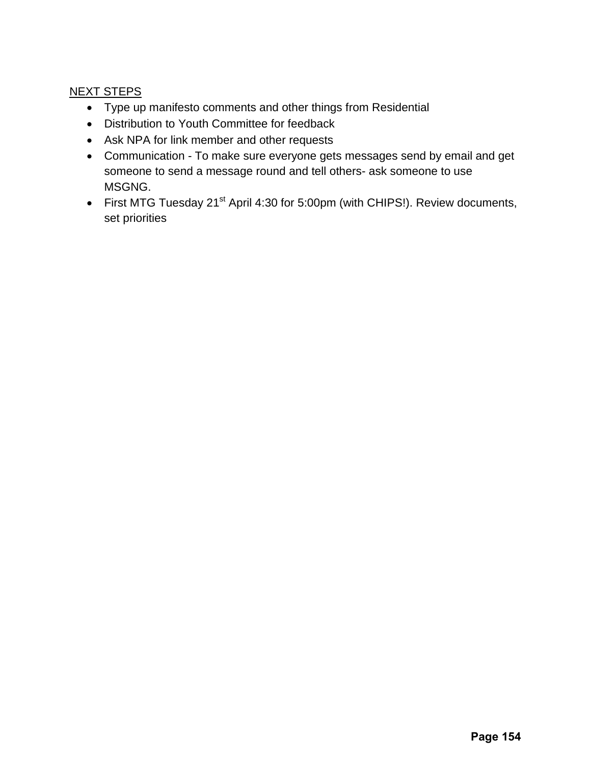<u>NEXT STEPS</u>

- Type up manifesto comments and other things from Residential
- Distribution to Youth Committee for feedback
- Ask NPA for link member and other requests
- Communication - To make sure everyone gets messages send by email and get someone to send a message round and tell others- ask someone to use MSGNG.
- First MTG Tuesday 21st April 4:30 for 5:00pm (with CHIPS!). Review documents, set priorities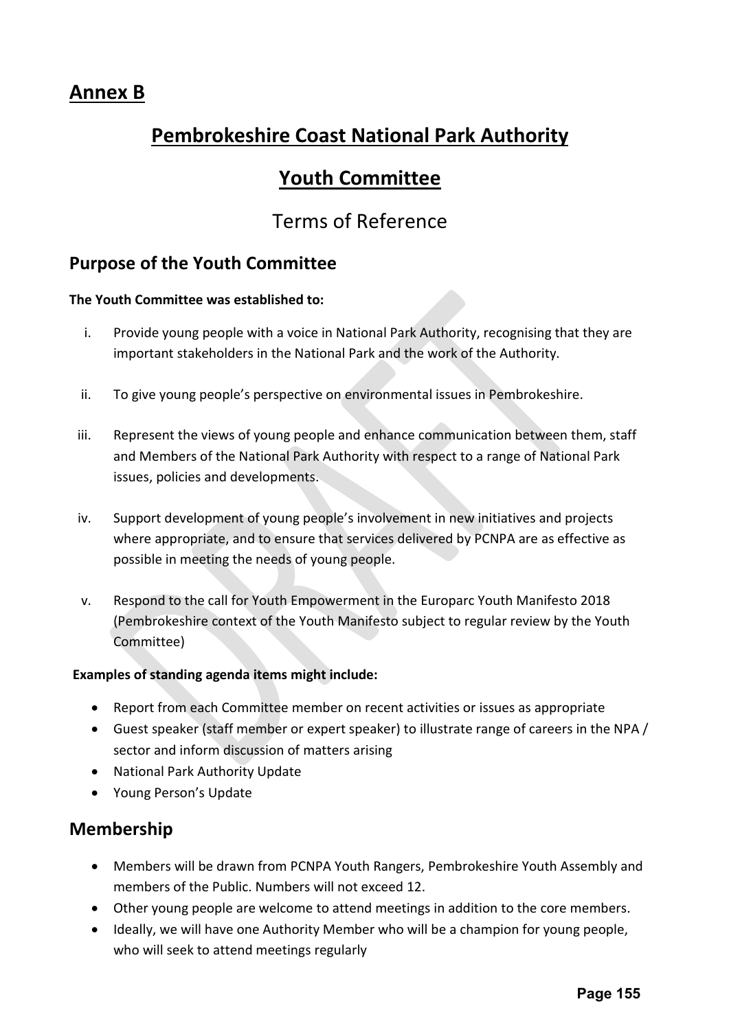# Annex B

# Pembrokeshire Coast National Park Authority

# Youth Committee

## Terms of Reference

### Purpose of the Youth Committee

**The Youth Committee was established to:**

i. Provide young people with a voice in National Park Authority, recognising that they are important stakeholders in the National Park and the work of the Authority.

ii. To give young people's perspective on environmental issues in Pembrokeshire.

iii. Represent the views of young people and enhance communication between them, staff and Members of the National Park Authority with respect to a range of National Park issues, policies and developments.

iv. Support development of young people's involvement in new initiatives and projects where appropriate, and to ensure that services delivered by PCNPA are as effective as possible in meeting the needs of young people.

v. Respond to the call for Youth Empowerment in the Europarc Youth Manifesto 2018 (Pembrokeshire context of the Youth Manifesto subject to regular review by the Youth Committee)

**Examples of standing agenda items might include:**

- Report from each Committee member on recent activities or issues as appropriate
- Guest speaker (staff member or expert speaker) to illustrate range of careers in the NPA / sector and inform discussion of matters arising
- National Park Authority Update
- Young Person's Update

### Membership

- Members will be drawn from PCNPA Youth Rangers, Pembrokeshire Youth Assembly and members of the Public. Numbers will not exceed 12.
- Other young people are welcome to attend meetings in addition to the core members.
- Ideally, we will have one Authority Member who will be a champion for young people, who will seek to attend meetings regularly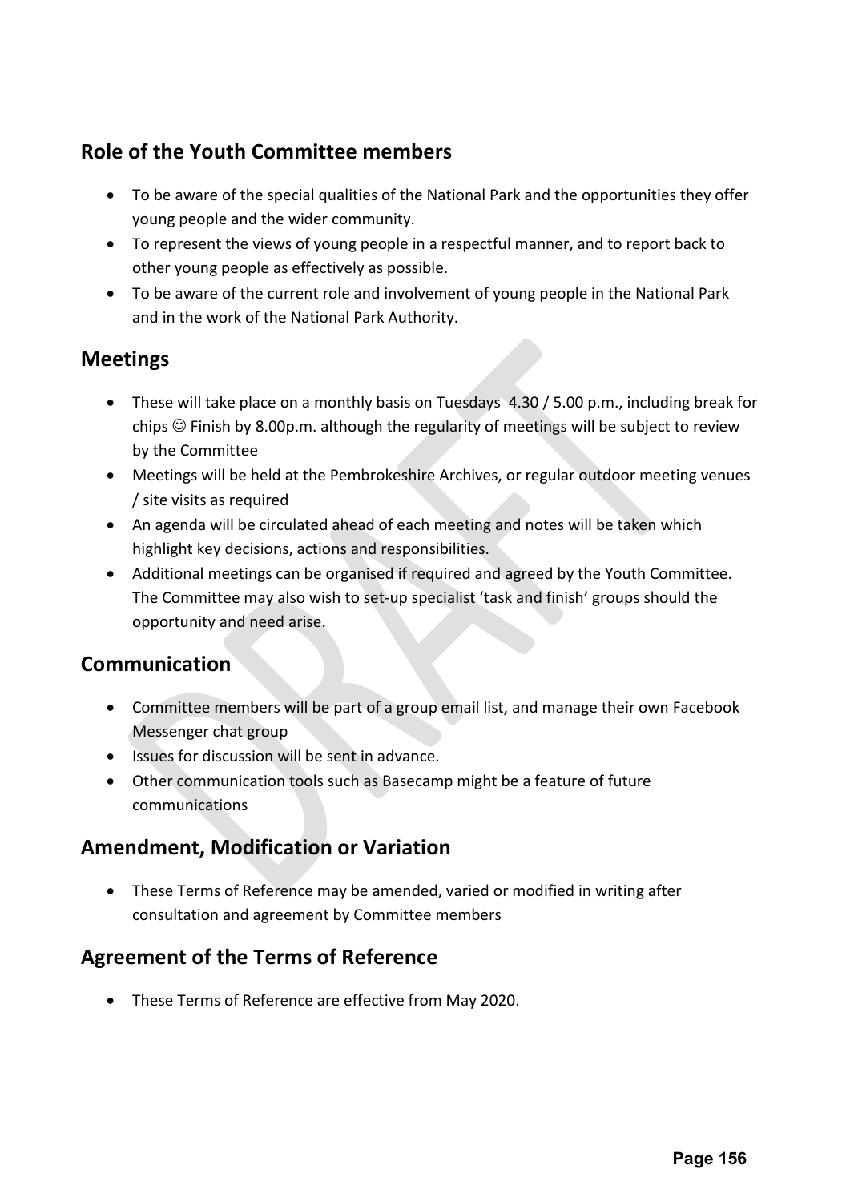## Role of the Youth Committee members

- To be aware of the special qualities of the National Park and the opportunities they offer young people and the wider community.
- To represent the views of young people in a respectful manner, and to report back to other young people as effectively as possible.
- To be aware of the current role and involvement of young people in the National Park and in the work of the National Park Authority.

## Meetings

- These will take place on a monthly basis on Tuesdays 4.30 / 5.00 p.m., including break for chips ☺ Finish by 8.00p.m. although the regularity of meetings will be subject to review by the Committee
- Meetings will be held at the Pembrokeshire Archives, or regular outdoor meeting venues / site visits as required
- An agenda will be circulated ahead of each meeting and notes will be taken which highlight key decisions, actions and responsibilities.
- Additional meetings can be organised if required and agreed by the Youth Committee. The Committee may also wish to set-up specialist 'task and finish' groups should the opportunity and need arise.

## Communication

- Committee members will be part of a group email list, and manage their own Facebook Messenger chat group
- Issues for discussion will be sent in advance.
- Other communication tools such as Basecamp might be a feature of future communications

## Amendment, Modification or Variation

- These Terms of Reference may be amended, varied or modified in writing after consultation and agreement by Committee members

## Agreement of the Terms of Reference

- These Terms of Reference are effective from May 2020.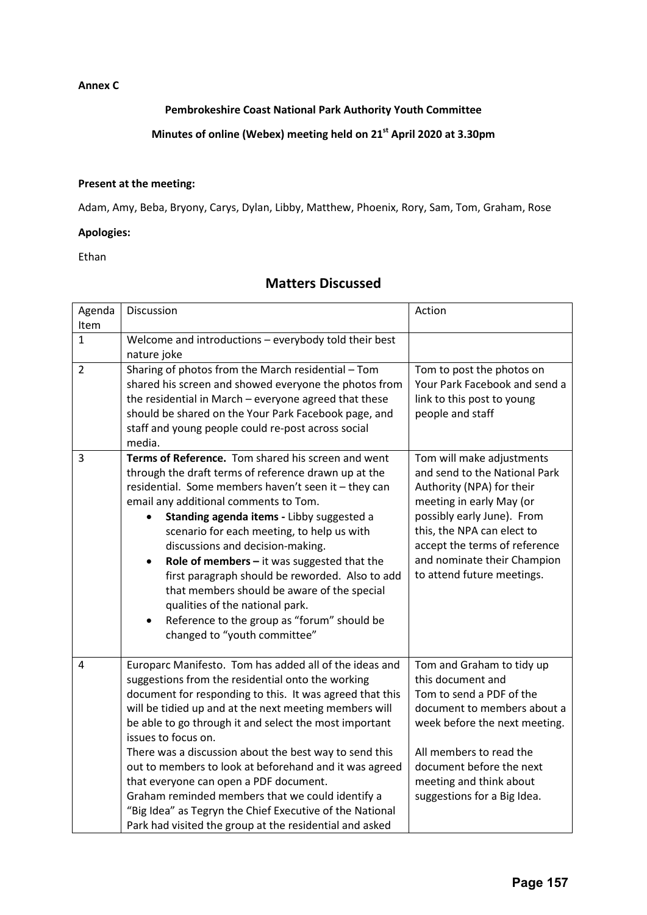**Annex C**

**Pembrokeshire Coast National Park Authority Youth Committee**

**Minutes of online (Webex) meeting held on 21st April 2020 at 3.30pm**

**Present at the meeting:**

Adam, Amy, Beba, Bryony, Carys, Dylan, Libby, Matthew, Phoenix, Rory, Sam, Tom, Graham, Rose

**Apologies:**

Ethan

## Matters Discussed

| Agenda Item | Discussion | Action |
|---|---|---|
| 1 | Welcome and introductions – everybody told their best nature joke | |
| 2 | Sharing of photos from the March residential – Tom shared his screen and showed everyone the photos from the residential in March – everyone agreed that these should be shared on the Your Park Facebook page, and staff and young people could re-post across social media. | Tom to post the photos on Your Park Facebook and send a link to this post to young people and staff |
| 3 | **Terms of Reference.** Tom shared his screen and went through the draft terms of reference drawn up at the residential. Some members haven't seen it – they can email any additional comments to Tom.<br>• **Standing agenda items -** Libby suggested a scenario for each meeting, to help us with discussions and decision-making.<br>• **Role of members –** it was suggested that the first paragraph should be reworded. Also to add that members should be aware of the special qualities of the national park.<br>• Reference to the group as "forum" should be changed to "youth committee" | Tom will make adjustments and send to the National Park Authority (NPA) for their meeting in early May (or possibly early June). From this, the NPA can elect to accept the terms of reference and nominate their Champion to attend future meetings. |
| 4 | Europarc Manifesto. Tom has added all of the ideas and suggestions from the residential onto the working document for responding to this. It was agreed that this will be tidied up and at the next meeting members will be able to go through it and select the most important issues to focus on.<br>There was a discussion about the best way to send this out to members to look at beforehand and it was agreed that everyone can open a PDF document.<br>Graham reminded members that we could identify a "Big Idea" as Tegryn the Chief Executive of the National Park had visited the group at the residential and asked | Tom and Graham to tidy up this document and<br>Tom to send a PDF of the document to members about a week before the next meeting.<br><br>All members to read the document before the next meeting and think about suggestions for a Big Idea. |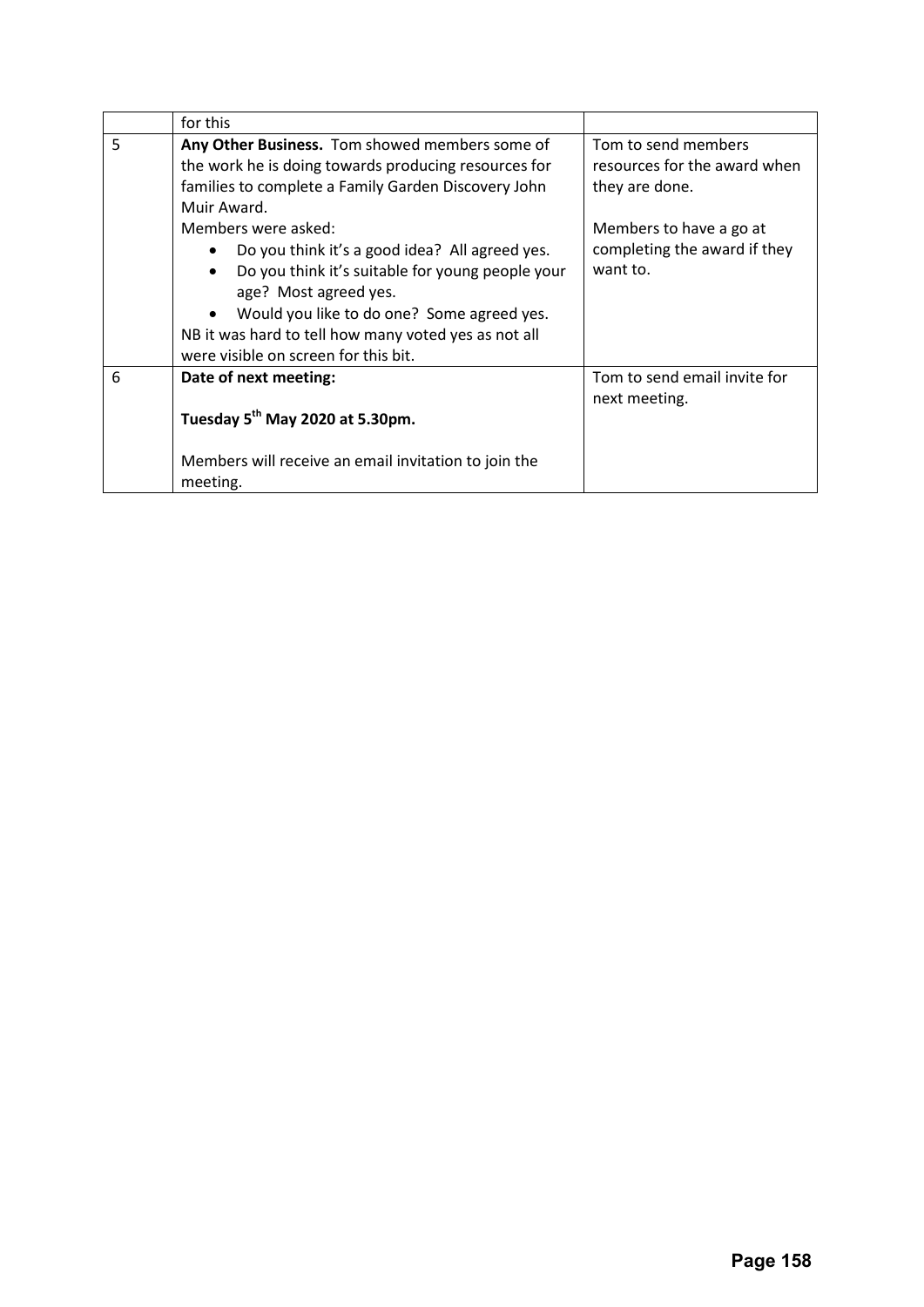|   |   |   |
|---|---|---|
|  | for this |  |
| 5 | **Any Other Business.** Tom showed members some of the work he is doing towards producing resources for families to complete a Family Garden Discovery John Muir Award.<br>Members were asked:<br>• Do you think it's a good idea? All agreed yes.<br>• Do you think it's suitable for young people your age? Most agreed yes.<br>• Would you like to do one? Some agreed yes.<br>NB it was hard to tell how many voted yes as not all were visible on screen for this bit. | Tom to send members resources for the award when they are done.<br><br>Members to have a go at completing the award if they want to. |
| 6 | **Date of next meeting:**<br><br>**Tuesday 5th May 2020 at 5.30pm.**<br><br>Members will receive an email invitation to join the meeting. | Tom to send email invite for next meeting. |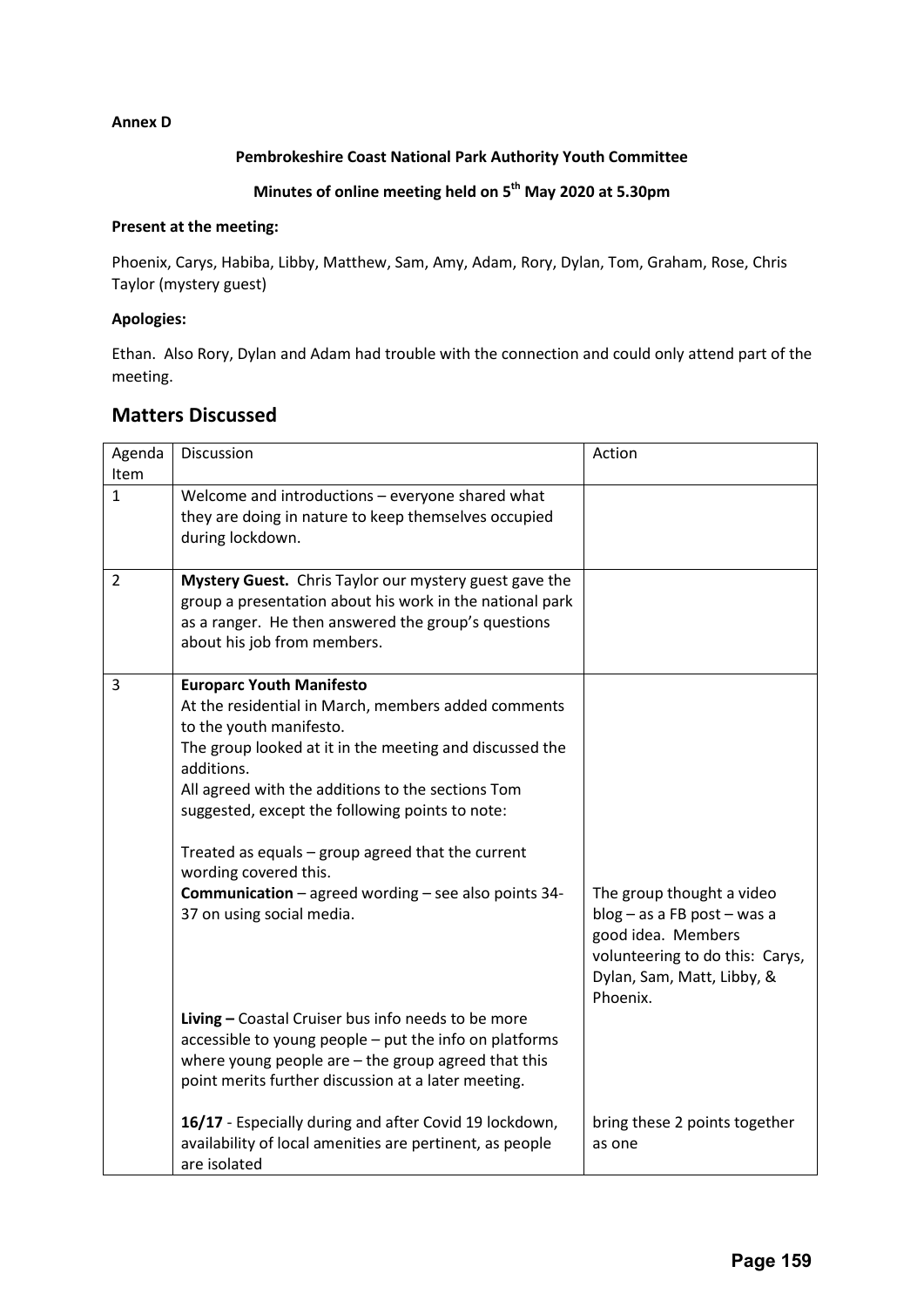**Annex D**

**Pembrokeshire Coast National Park Authority Youth Committee**

**Minutes of online meeting held on 5th May 2020 at 5.30pm**

**Present at the meeting:**

Phoenix, Carys, Habiba, Libby, Matthew, Sam, Amy, Adam, Rory, Dylan, Tom, Graham, Rose, Chris Taylor (mystery guest)

**Apologies:**

Ethan. Also Rory, Dylan and Adam had trouble with the connection and could only attend part of the meeting.

## Matters Discussed

| Agenda Item | Discussion | Action |
|---|---|---|
| 1 | Welcome and introductions – everyone shared what they are doing in nature to keep themselves occupied during lockdown. | |
| 2 | **Mystery Guest.** Chris Taylor our mystery guest gave the group a presentation about his work in the national park as a ranger. He then answered the group's questions about his job from members. | |
| 3 | **Europarc Youth Manifesto**<br>At the residential in March, members added comments to the youth manifesto.<br>The group looked at it in the meeting and discussed the additions.<br>All agreed with the additions to the sections Tom suggested, except the following points to note:<br><br>Treated as equals – group agreed that the current wording covered this.<br>**Communication** – agreed wording – see also points 34-37 on using social media. | The group thought a video blog – as a FB post – was a good idea. Members volunteering to do this: Carys, Dylan, Sam, Matt, Libby, & Phoenix. |
| | **Living –** Coastal Cruiser bus info needs to be more accessible to young people – put the info on platforms where young people are – the group agreed that this point merits further discussion at a later meeting. | |
| | **16/17** - Especially during and after Covid 19 lockdown, availability of local amenities are pertinent, as people are isolated | bring these 2 points together as one |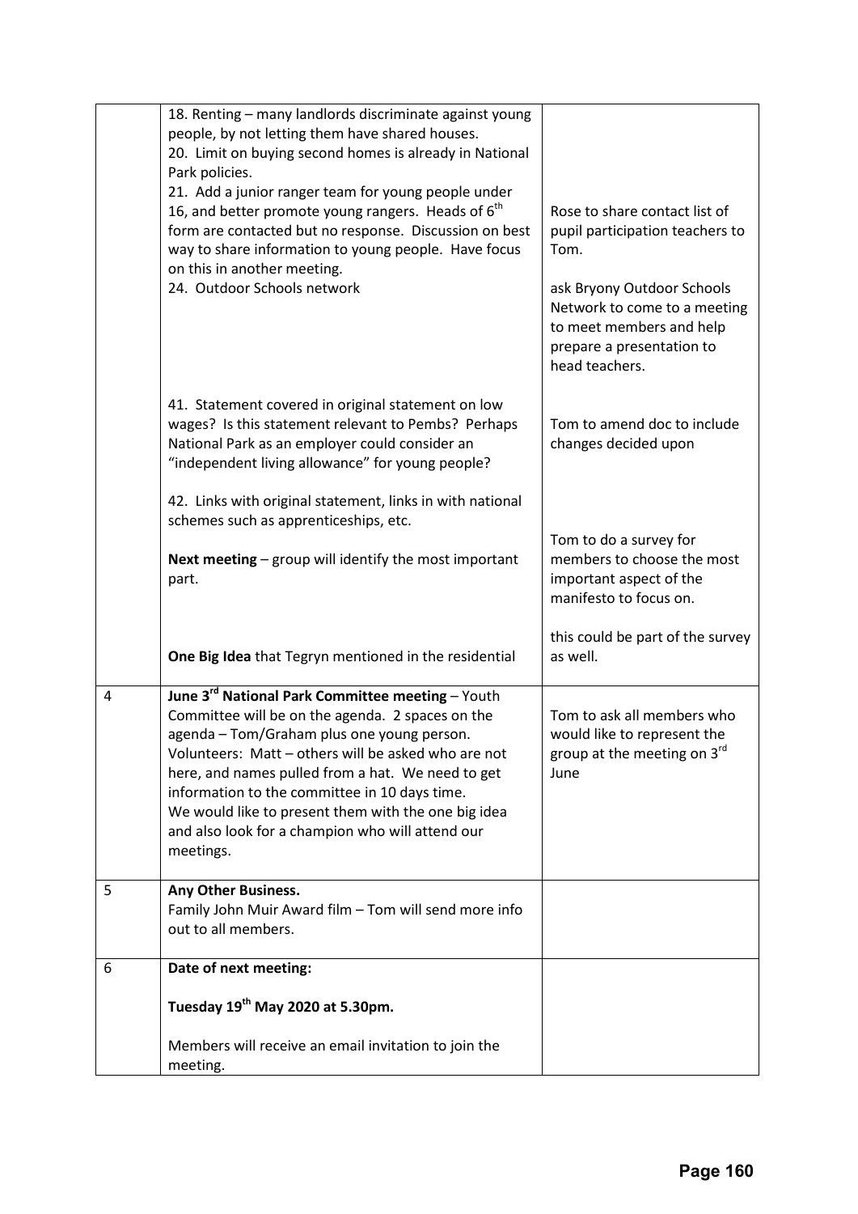| | | |
|---|---|---|
| | 18. Renting – many landlords discriminate against young people, by not letting them have shared houses.<br>20. Limit on buying second homes is already in National Park policies.<br>21. Add a junior ranger team for young people under 16, and better promote young rangers. Heads of 6th form are contacted but no response. Discussion on best way to share information to young people. Have focus on this in another meeting.<br>24. Outdoor Schools network<br><br>41. Statement covered in original statement on low wages? Is this statement relevant to Pembs? Perhaps National Park as an employer could consider an "independent living allowance" for young people?<br><br>42. Links with original statement, links in with national schemes such as apprenticeships, etc.<br><br>**Next meeting** – group will identify the most important part.<br><br>**One Big Idea** that Tegryn mentioned in the residential | Rose to share contact list of pupil participation teachers to Tom.<br><br>ask Bryony Outdoor Schools Network to come to a meeting to meet members and help prepare a presentation to head teachers.<br><br>Tom to amend doc to include changes decided upon<br><br>Tom to do a survey for members to choose the most important aspect of the manifesto to focus on.<br><br>this could be part of the survey as well. |
| 4 | **June 3rd National Park Committee meeting** – Youth Committee will be on the agenda. 2 spaces on the agenda – Tom/Graham plus one young person. Volunteers: Matt – others will be asked who are not here, and names pulled from a hat. We need to get information to the committee in 10 days time.<br>We would like to present them with the one big idea and also look for a champion who will attend our meetings. | Tom to ask all members who would like to represent the group at the meeting on 3rd June |
| 5 | **Any Other Business.**<br>Family John Muir Award film – Tom will send more info out to all members. | |
| 6 | **Date of next meeting:**<br><br>**Tuesday 19th May 2020 at 5.30pm.**<br><br>Members will receive an email invitation to join the meeting. | |